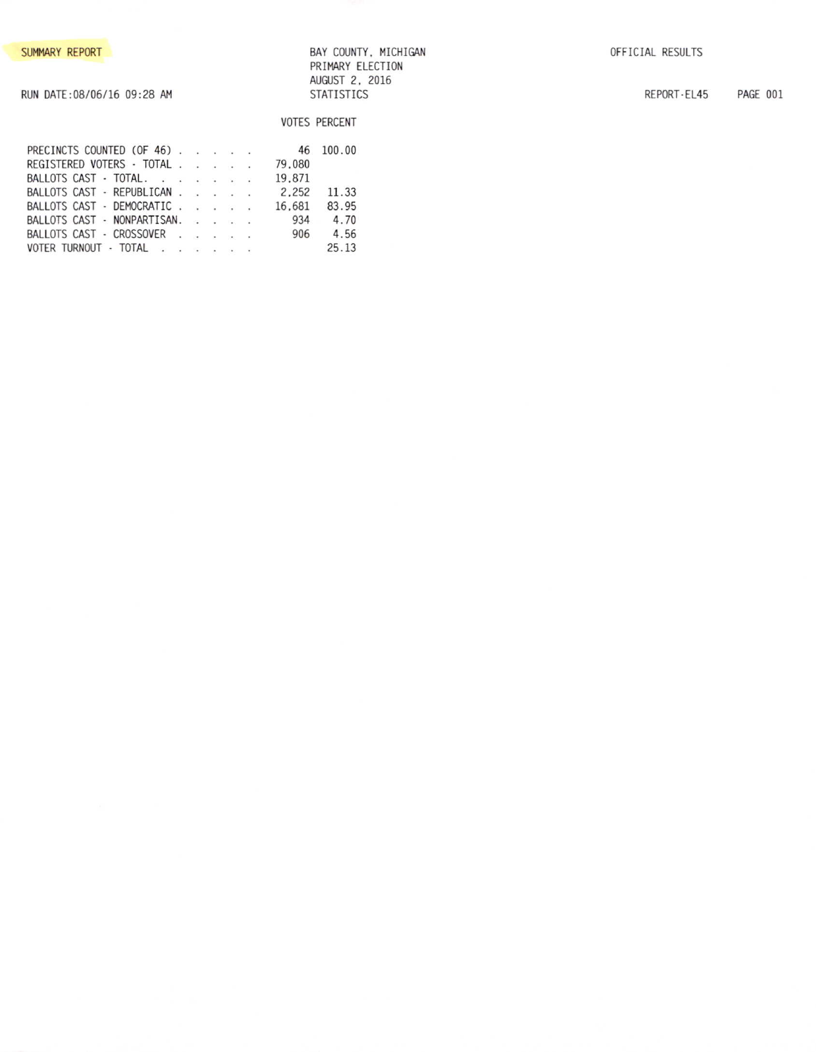SUMMARY REPORT

BAY COUNTY, MICHIGAN
PRIMARY ELECTION
AUGUST 2, 2016
STATISTICS

OFFICIAL RESULTS

RUN DATE:08/06/16 09:28 AM

REPORT-EL45

| | VOTES | PERCENT |
|---|---|---|
| PRECINCTS COUNTED (OF 46) | 46 | 100.00 |
| REGISTERED VOTERS - TOTAL | 79,080 | |
| BALLOTS CAST - TOTAL. | 19,871 | |
| BALLOTS CAST - REPUBLICAN | 2,252 | 11.33 |
| BALLOTS CAST - DEMOCRATIC | 16,681 | 83.95 |
| BALLOTS CAST - NONPARTISAN. | 934 | 4.70 |
| BALLOTS CAST - CROSSOVER | 906 | 4.56 |
| VOTER TURNOUT - TOTAL | | 25.13 |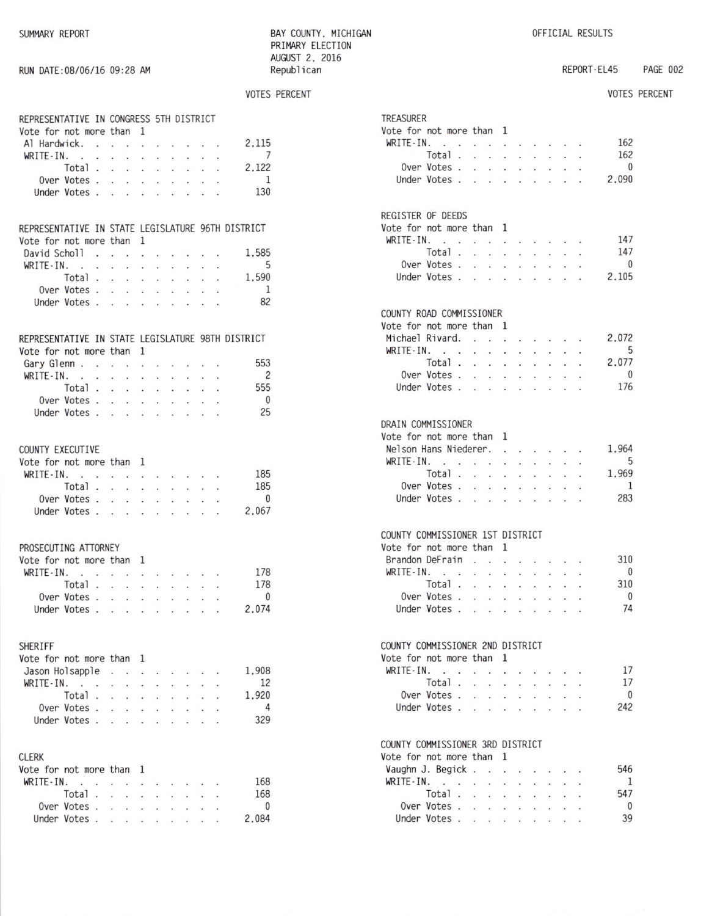SUMMARY REPORT

BAY COUNTY, MICHIGAN
PRIMARY ELECTION
AUGUST 2, 2016
Republican

OFFICIAL RESULTS

RUN DATE:08/06/16 09:28 AM

REPORT-EL45

### REPRESENTATIVE IN CONGRESS 5TH DISTRICT

Vote for not more than 1

| | VOTES | PERCENT |
|---|---|---|
| Al Hardwick | 2,115 | |
| WRITE-IN | 7 | |
| Total | 2,122 | |
| Over Votes | 1 | |
| Under Votes | 130 | |

### REPRESENTATIVE IN STATE LEGISLATURE 96TH DISTRICT

Vote for not more than 1

| | VOTES | PERCENT |
|---|---|---|
| David Scholl | 1,585 | |
| WRITE-IN | 5 | |
| Total | 1,590 | |
| Over Votes | 1 | |
| Under Votes | 82 | |

### REPRESENTATIVE IN STATE LEGISLATURE 98TH DISTRICT

Vote for not more than 1

| | VOTES | PERCENT |
|---|---|---|
| Gary Glenn | 553 | |
| WRITE-IN | 2 | |
| Total | 555 | |
| Over Votes | 0 | |
| Under Votes | 25 | |

### COUNTY EXECUTIVE

Vote for not more than 1

| | VOTES | PERCENT |
|---|---|---|
| WRITE-IN | 185 | |
| Total | 185 | |
| Over Votes | 0 | |
| Under Votes | 2,067 | |

### PROSECUTING ATTORNEY

Vote for not more than 1

| | VOTES | PERCENT |
|---|---|---|
| WRITE-IN | 178 | |
| Total | 178 | |
| Over Votes | 0 | |
| Under Votes | 2,074 | |

### SHERIFF

Vote for not more than 1

| | VOTES | PERCENT |
|---|---|---|
| Jason Holsapple | 1,908 | |
| WRITE-IN | 12 | |
| Total | 1,920 | |
| Over Votes | 4 | |
| Under Votes | 329 | |

### CLERK

Vote for not more than 1

| | VOTES | PERCENT |
|---|---|---|
| WRITE-IN | 168 | |
| Total | 168 | |
| Over Votes | 0 | |
| Under Votes | 2,084 | |

### TREASURER

Vote for not more than 1

| | VOTES | PERCENT |
|---|---|---|
| WRITE-IN | 162 | |
| Total | 162 | |
| Over Votes | 0 | |
| Under Votes | 2,090 | |

### REGISTER OF DEEDS

Vote for not more than 1

| | VOTES | PERCENT |
|---|---|---|
| WRITE-IN | 147 | |
| Total | 147 | |
| Over Votes | 0 | |
| Under Votes | 2,105 | |

### COUNTY ROAD COMMISSIONER

Vote for not more than 1

| | VOTES | PERCENT |
|---|---|---|
| Michael Rivard | 2,072 | |
| WRITE-IN | 5 | |
| Total | 2,077 | |
| Over Votes | 0 | |
| Under Votes | 176 | |

### DRAIN COMMISSIONER

Vote for not more than 1

| | VOTES | PERCENT |
|---|---|---|
| Nelson Hans Niederer | 1,964 | |
| WRITE-IN | 5 | |
| Total | 1,969 | |
| Over Votes | 1 | |
| Under Votes | 283 | |

### COUNTY COMMISSIONER 1ST DISTRICT

Vote for not more than 1

| | VOTES | PERCENT |
|---|---|---|
| Brandon DeFrain | 310 | |
| WRITE-IN | 0 | |
| Total | 310 | |
| Over Votes | 0 | |
| Under Votes | 74 | |

### COUNTY COMMISSIONER 2ND DISTRICT

Vote for not more than 1

| | VOTES | PERCENT |
|---|---|---|
| WRITE-IN | 17 | |
| Total | 17 | |
| Over Votes | 0 | |
| Under Votes | 242 | |

### COUNTY COMMISSIONER 3RD DISTRICT

Vote for not more than 1

| | VOTES | PERCENT |
|---|---|---|
| Vaughn J. Begick | 546 | |
| WRITE-IN | 1 | |
| Total | 547 | |
| Over Votes | 0 | |
| Under Votes | 39 | |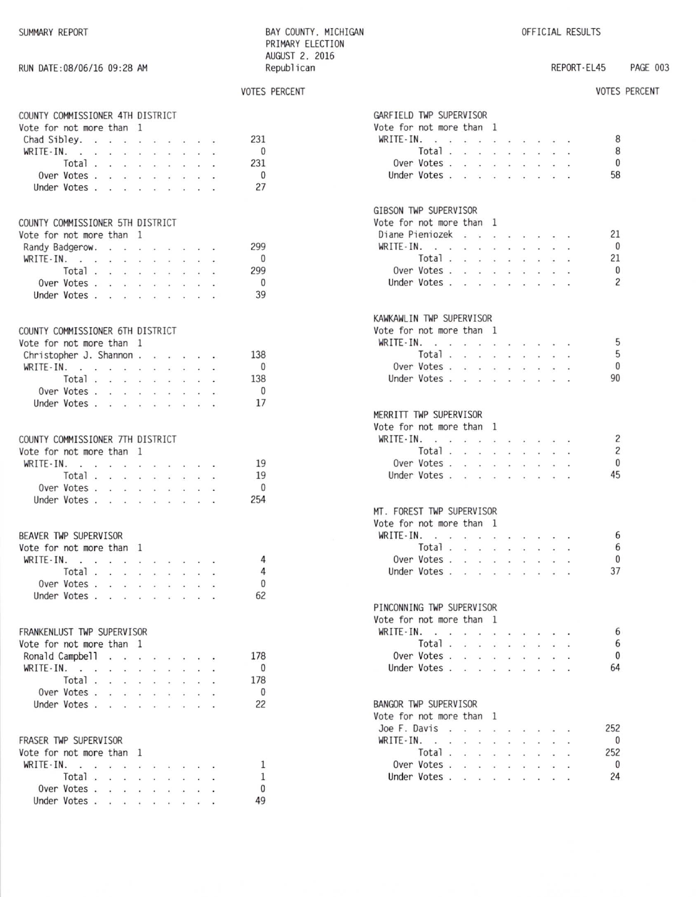SUMMARY REPORT

BAY COUNTY, MICHIGAN
PRIMARY ELECTION
AUGUST 2, 2016
Republican

OFFICIAL RESULTS

RUN DATE:08/06/16 09:28 AM

REPORT-EL45

### COUNTY COMMISSIONER 4TH DISTRICT

Vote for not more than 1

| | VOTES | PERCENT |
|---|---|---|
| Chad Sibley | 231 | |
| WRITE-IN | 0 | |
| Total | 231 | |
| Over Votes | 0 | |
| Under Votes | 27 | |

### COUNTY COMMISSIONER 5TH DISTRICT

Vote for not more than 1

| | VOTES | PERCENT |
|---|---|---|
| Randy Badgerow | 299 | |
| WRITE-IN | 0 | |
| Total | 299 | |
| Over Votes | 0 | |
| Under Votes | 39 | |

### COUNTY COMMISSIONER 6TH DISTRICT

Vote for not more than 1

| | VOTES | PERCENT |
|---|---|---|
| Christopher J. Shannon | 138 | |
| WRITE-IN | 0 | |
| Total | 138 | |
| Over Votes | 0 | |
| Under Votes | 17 | |

### COUNTY COMMISSIONER 7TH DISTRICT

Vote for not more than 1

| | VOTES | PERCENT |
|---|---|---|
| WRITE-IN | 19 | |
| Total | 19 | |
| Over Votes | 0 | |
| Under Votes | 254 | |

### BEAVER TWP SUPERVISOR

Vote for not more than 1

| | VOTES | PERCENT |
|---|---|---|
| WRITE-IN | 4 | |
| Total | 4 | |
| Over Votes | 0 | |
| Under Votes | 62 | |

### FRANKENLUST TWP SUPERVISOR

Vote for not more than 1

| | VOTES | PERCENT |
|---|---|---|
| Ronald Campbell | 178 | |
| WRITE-IN | 0 | |
| Total | 178 | |
| Over Votes | 0 | |
| Under Votes | 22 | |

### FRASER TWP SUPERVISOR

Vote for not more than 1

| | VOTES | PERCENT |
|---|---|---|
| WRITE-IN | 1 | |
| Total | 1 | |
| Over Votes | 0 | |
| Under Votes | 49 | |

### GARFIELD TWP SUPERVISOR

Vote for not more than 1

| | VOTES | PERCENT |
|---|---|---|
| WRITE-IN | 8 | |
| Total | 8 | |
| Over Votes | 0 | |
| Under Votes | 58 | |

### GIBSON TWP SUPERVISOR

Vote for not more than 1

| | VOTES | PERCENT |
|---|---|---|
| Diane Pieniozek | 21 | |
| WRITE-IN | 0 | |
| Total | 21 | |
| Over Votes | 0 | |
| Under Votes | 2 | |

### KAWKAWLIN TWP SUPERVISOR

Vote for not more than 1

| | VOTES | PERCENT |
|---|---|---|
| WRITE-IN | 5 | |
| Total | 5 | |
| Over Votes | 0 | |
| Under Votes | 90 | |

### MERRITT TWP SUPERVISOR

Vote for not more than 1

| | VOTES | PERCENT |
|---|---|---|
| WRITE-IN | 2 | |
| Total | 2 | |
| Over Votes | 0 | |
| Under Votes | 45 | |

### MT. FOREST TWP SUPERVISOR

Vote for not more than 1

| | VOTES | PERCENT |
|---|---|---|
| WRITE-IN | 6 | |
| Total | 6 | |
| Over Votes | 0 | |
| Under Votes | 37 | |

### PINCONNING TWP SUPERVISOR

Vote for not more than 1

| | VOTES | PERCENT |
|---|---|---|
| WRITE-IN | 6 | |
| Total | 6 | |
| Over Votes | 0 | |
| Under Votes | 64 | |

### BANGOR TWP SUPERVISOR

Vote for not more than 1

| | VOTES | PERCENT |
|---|---|---|
| Joe F. Davis | 252 | |
| WRITE-IN | 0 | |
| Total | 252 | |
| Over Votes | 0 | |
| Under Votes | 24 | |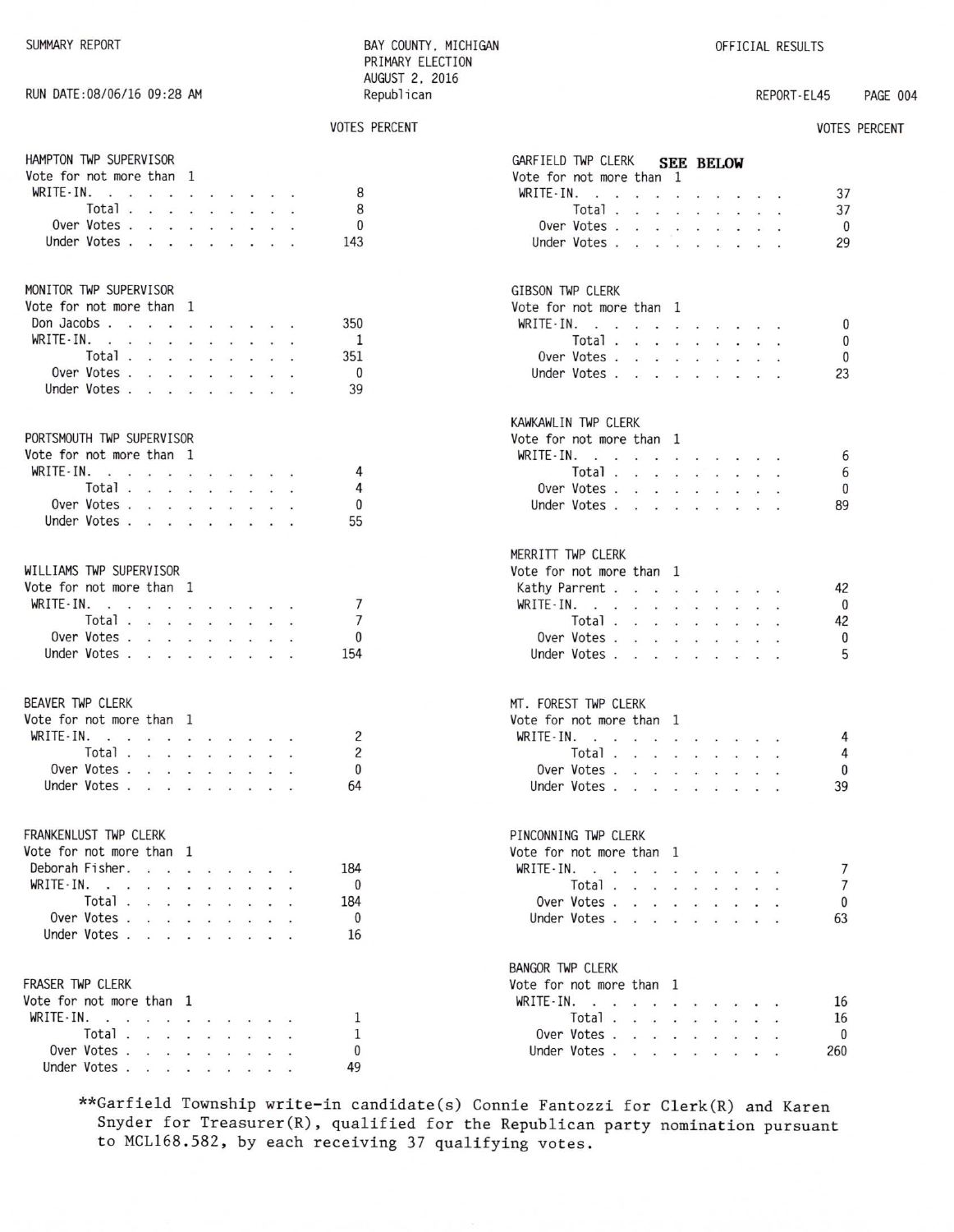SUMMARY REPORT

BAY COUNTY, MICHIGAN
PRIMARY ELECTION
AUGUST 2, 2016
Republican

OFFICIAL RESULTS

RUN DATE:08/06/16 09:28 AM

REPORT-EL45

### HAMPTON TWP SUPERVISOR

Vote for not more than 1

| | VOTES | PERCENT |
|---|---|---|
| WRITE-IN. | 8 | |
| Total | 8 | |
| Over Votes | 0 | |
| Under Votes | 143 | |

### MONITOR TWP SUPERVISOR

Vote for not more than 1

| | VOTES | PERCENT |
|---|---|---|
| Don Jacobs | 350 | |
| WRITE-IN. | 1 | |
| Total | 351 | |
| Over Votes | 0 | |
| Under Votes | 39 | |

### PORTSMOUTH TWP SUPERVISOR

Vote for not more than 1

| | VOTES | PERCENT |
|---|---|---|
| WRITE-IN. | 4 | |
| Total | 4 | |
| Over Votes | 0 | |
| Under Votes | 55 | |

### WILLIAMS TWP SUPERVISOR

Vote for not more than 1

| | VOTES | PERCENT |
|---|---|---|
| WRITE-IN. | 7 | |
| Total | 7 | |
| Over Votes | 0 | |
| Under Votes | 154 | |

### BEAVER TWP CLERK

Vote for not more than 1

| | VOTES | PERCENT |
|---|---|---|
| WRITE-IN. | 2 | |
| Total | 2 | |
| Over Votes | 0 | |
| Under Votes | 64 | |

### FRANKENLUST TWP CLERK

Vote for not more than 1

| | VOTES | PERCENT |
|---|---|---|
| Deborah Fisher | 184 | |
| WRITE-IN. | 0 | |
| Total | 184 | |
| Over Votes | 0 | |
| Under Votes | 16 | |

### FRASER TWP CLERK

Vote for not more than 1

| | VOTES | PERCENT |
|---|---|---|
| WRITE-IN. | 1 | |
| Total | 1 | |
| Over Votes | 0 | |
| Under Votes | 49 | |

### GARFIELD TWP CLERK **SEE BELOW**

Vote for not more than 1

| | VOTES | PERCENT |
|---|---|---|
| WRITE-IN. | 37 | |
| Total | 37 | |
| Over Votes | 0 | |
| Under Votes | 29 | |

### GIBSON TWP CLERK

Vote for not more than 1

| | VOTES | PERCENT |
|---|---|---|
| WRITE-IN. | 0 | |
| Total | 0 | |
| Over Votes | 0 | |
| Under Votes | 23 | |

### KAWKAWLIN TWP CLERK

Vote for not more than 1

| | VOTES | PERCENT |
|---|---|---|
| WRITE-IN. | 6 | |
| Total | 6 | |
| Over Votes | 0 | |
| Under Votes | 89 | |

### MERRITT TWP CLERK

Vote for not more than 1

| | VOTES | PERCENT |
|---|---|---|
| Kathy Parrent | 42 | |
| WRITE-IN. | 0 | |
| Total | 42 | |
| Over Votes | 0 | |
| Under Votes | 5 | |

### MT. FOREST TWP CLERK

Vote for not more than 1

| | VOTES | PERCENT |
|---|---|---|
| WRITE-IN. | 4 | |
| Total | 4 | |
| Over Votes | 0 | |
| Under Votes | 39 | |

### PINCONNING TWP CLERK

Vote for not more than 1

| | VOTES | PERCENT |
|---|---|---|
| WRITE-IN. | 7 | |
| Total | 7 | |
| Over Votes | 0 | |
| Under Votes | 63 | |

### BANGOR TWP CLERK

Vote for not more than 1

| | VOTES | PERCENT |
|---|---|---|
| WRITE-IN. | 16 | |
| Total | 16 | |
| Over Votes | 0 | |
| Under Votes | 260 | |

**Garfield Township write-in candidate(s) Connie Fantozzi for Clerk(R) and Karen Snyder for Treasurer(R), qualified for the Republican party nomination pursuant to MCL168.582, by each receiving 37 qualifying votes.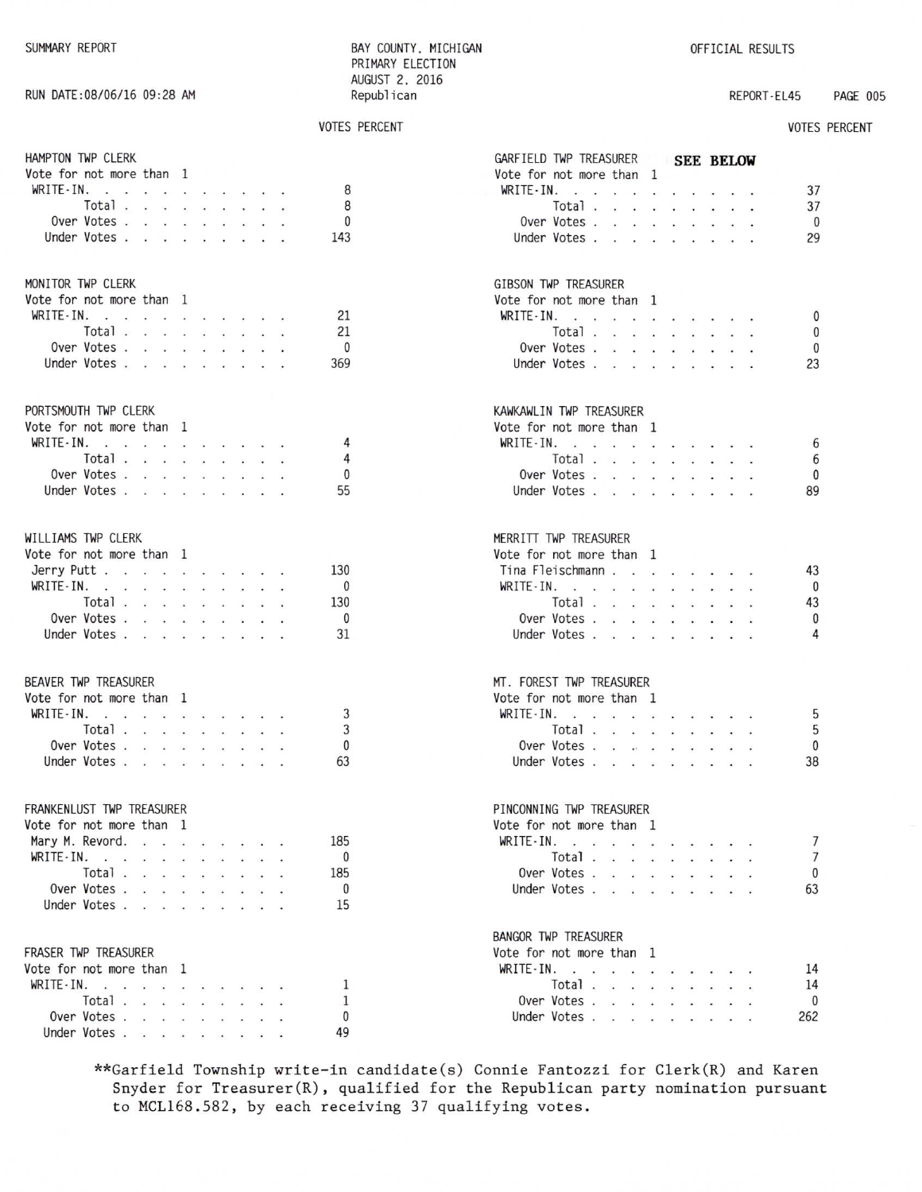SUMMARY REPORT

BAY COUNTY, MICHIGAN
PRIMARY ELECTION
AUGUST 2, 2016
Republican

OFFICIAL RESULTS

RUN DATE:08/06/16 09:28 AM

REPORT-EL45 PAGE 005

### HAMPTON TWP CLERK

Vote for not more than 1

| | VOTES | PERCENT |
|---|---|---|
| WRITE-IN. | 8 | |
| Total | 8 | |
| Over Votes | 0 | |
| Under Votes | 143 | |

### MONITOR TWP CLERK

Vote for not more than 1

| | VOTES | PERCENT |
|---|---|---|
| WRITE-IN. | 21 | |
| Total | 21 | |
| Over Votes | 0 | |
| Under Votes | 369 | |

### PORTSMOUTH TWP CLERK

Vote for not more than 1

| | VOTES | PERCENT |
|---|---|---|
| WRITE-IN. | 4 | |
| Total | 4 | |
| Over Votes | 0 | |
| Under Votes | 55 | |

### WILLIAMS TWP CLERK

Vote for not more than 1

| | VOTES | PERCENT |
|---|---|---|
| Jerry Putt | 130 | |
| WRITE-IN. | 0 | |
| Total | 130 | |
| Over Votes | 0 | |
| Under Votes | 31 | |

### BEAVER TWP TREASURER

Vote for not more than 1

| | VOTES | PERCENT |
|---|---|---|
| WRITE-IN. | 3 | |
| Total | 3 | |
| Over Votes | 0 | |
| Under Votes | 63 | |

### FRANKENLUST TWP TREASURER

Vote for not more than 1

| | VOTES | PERCENT |
|---|---|---|
| Mary M. Revord. | 185 | |
| WRITE-IN. | 0 | |
| Total | 185 | |
| Over Votes | 0 | |
| Under Votes | 15 | |

### FRASER TWP TREASURER

Vote for not more than 1

| | VOTES | PERCENT |
|---|---|---|
| WRITE-IN. | 1 | |
| Total | 1 | |
| Over Votes | 0 | |
| Under Votes | 49 | |

### GARFIELD TWP TREASURER **SEE BELOW**

Vote for not more than 1

| | VOTES | PERCENT |
|---|---|---|
| WRITE-IN. | 37 | |
| Total | 37 | |
| Over Votes | 0 | |
| Under Votes | 29 | |

### GIBSON TWP TREASURER

Vote for not more than 1

| | VOTES | PERCENT |
|---|---|---|
| WRITE-IN. | 0 | |
| Total | 0 | |
| Over Votes | 0 | |
| Under Votes | 23 | |

### KAWKAWLIN TWP TREASURER

Vote for not more than 1

| | VOTES | PERCENT |
|---|---|---|
| WRITE-IN. | 6 | |
| Total | 6 | |
| Over Votes | 0 | |
| Under Votes | 89 | |

### MERRITT TWP TREASURER

Vote for not more than 1

| | VOTES | PERCENT |
|---|---|---|
| Tina Fleischmann | 43 | |
| WRITE-IN. | 0 | |
| Total | 43 | |
| Over Votes | 0 | |
| Under Votes | 4 | |

### MT. FOREST TWP TREASURER

Vote for not more than 1

| | VOTES | PERCENT |
|---|---|---|
| WRITE-IN. | 5 | |
| Total | 5 | |
| Over Votes | 0 | |
| Under Votes | 38 | |

### PINCONNING TWP TREASURER

Vote for not more than 1

| | VOTES | PERCENT |
|---|---|---|
| WRITE-IN. | 7 | |
| Total | 7 | |
| Over Votes | 0 | |
| Under Votes | 63 | |

### BANGOR TWP TREASURER

Vote for not more than 1

| | VOTES | PERCENT |
|---|---|---|
| WRITE-IN. | 14 | |
| Total | 14 | |
| Over Votes | 0 | |
| Under Votes | 262 | |

**Garfield Township write-in candidate(s) Connie Fantozzi for Clerk(R) and Karen Snyder for Treasurer(R), qualified for the Republican party nomination pursuant to MCL168.582, by each receiving 37 qualifying votes.